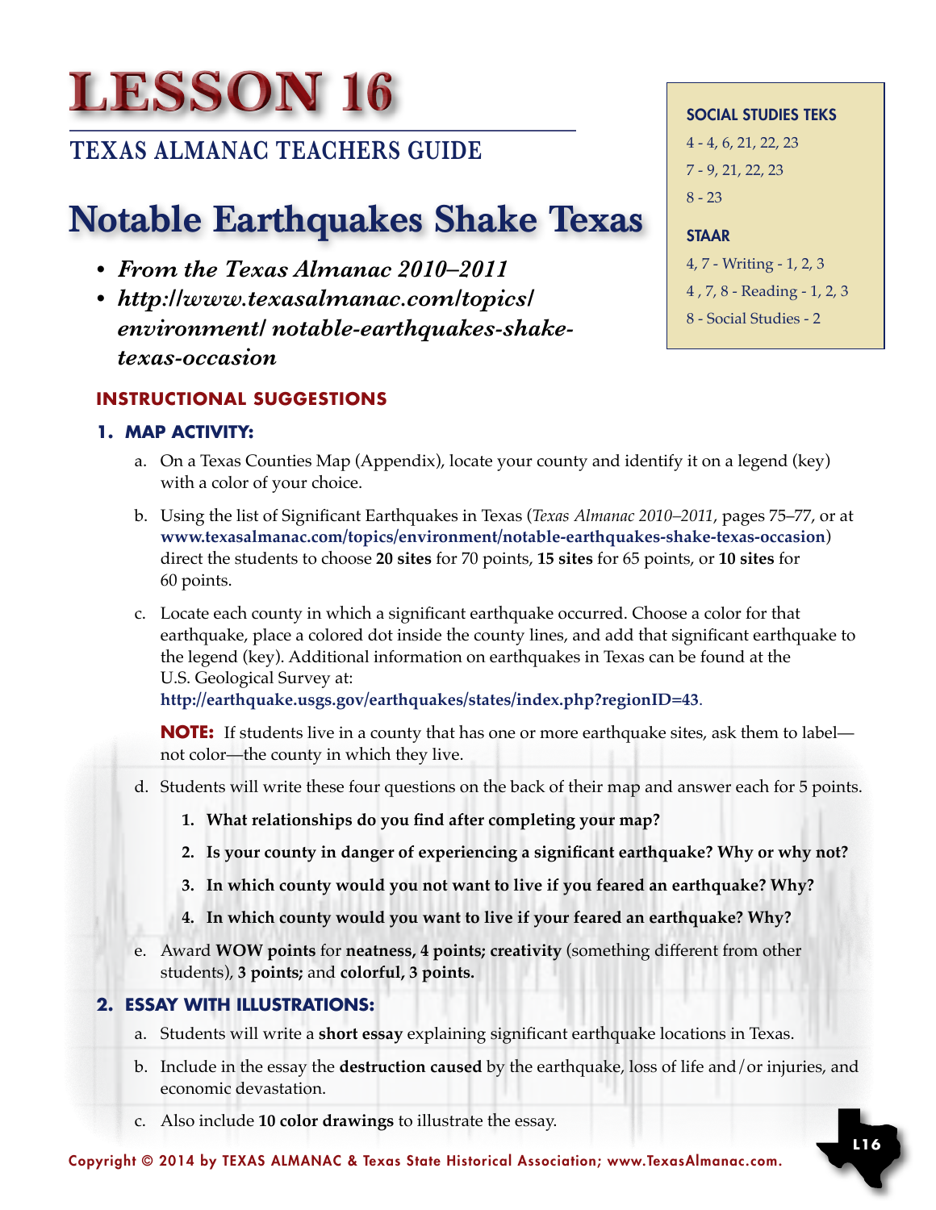# LESSON 16

## TEXAS ALMANAC TEACHERS GUIDE

# Notable Earthquakes Shake Texas

- ***From the Texas Almanac 2010–2011***
- ***http://www.texasalmanac.com/topics/environment/ notable-earthquakes-shake-texas-occasion***

**SOCIAL STUDIES TEKS**

4 - 4, 6, 21, 22, 23

7 - 9, 21, 22, 23

8 - 23

**STAAR**

4, 7 - Writing - 1, 2, 3

4 , 7, 8 - Reading - 1, 2, 3

8 - Social Studies - 2

### INSTRUCTIONAL SUGGESTIONS

#### 1. MAP ACTIVITY:

a. On a Texas Counties Map (Appendix), locate your county and identify it on a legend (key) with a color of your choice.

b. Using the list of Significant Earthquakes in Texas (*Texas Almanac 2010–2011*, pages 75–77, or at **www.texasalmanac.com/topics/environment/notable-earthquakes-shake-texas-occasion**) direct the students to choose **20 sites** for 70 points, **15 sites** for 65 points, or **10 sites** for 60 points.

c. Locate each county in which a significant earthquake occurred. Choose a color for that earthquake, place a colored dot inside the county lines, and add that significant earthquake to the legend (key). Additional information on earthquakes in Texas can be found at the U.S. Geological Survey at: **http://earthquake.usgs.gov/earthquakes/states/index.php?regionID=43**.

**NOTE:** If students live in a county that has one or more earthquake sites, ask them to label—not color—the county in which they live.

d. Students will write these four questions on the back of their map and answer each for 5 points.

1. **What relationships do you find after completing your map?**
2. **Is your county in danger of experiencing a significant earthquake? Why or why not?**
3. **In which county would you not want to live if you feared an earthquake? Why?**
4. **In which county would you want to live if your feared an earthquake? Why?**

e. Award **WOW points** for **neatness, 4 points; creativity** (something different from other students), **3 points;** and **colorful, 3 points.**

#### 2. ESSAY WITH ILLUSTRATIONS:

a. Students will write a **short essay** explaining significant earthquake locations in Texas.

b. Include in the essay the **destruction caused** by the earthquake, loss of life and/or injuries, and economic devastation.

c. Also include **10 color drawings** to illustrate the essay.

Copyright © 2014 by TEXAS ALMANAC & Texas State Historical Association; www.TexasAlmanac.com.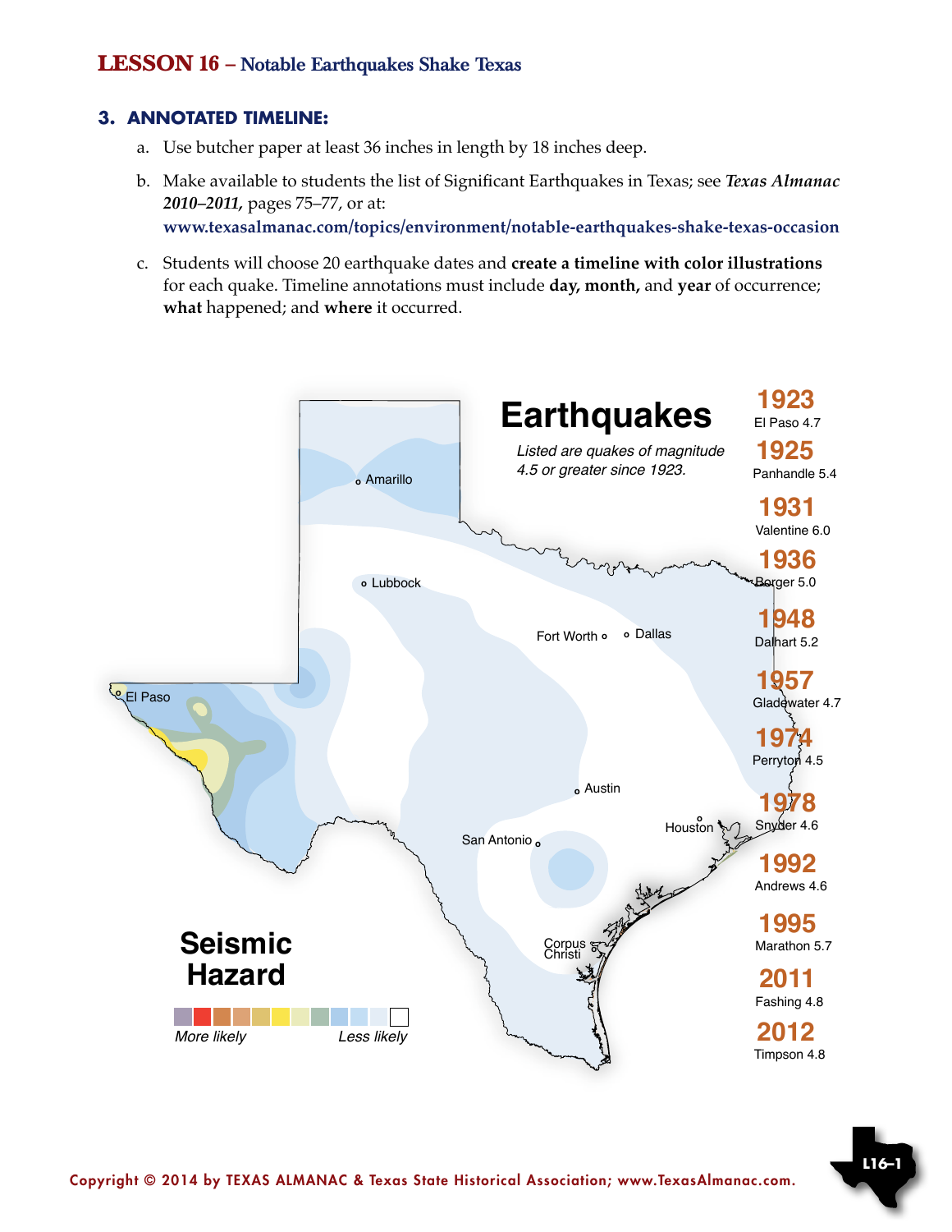## LESSON 16 – Notable Earthquakes Shake Texas

### 3. ANNOTATED TIMELINE:

a. Use butcher paper at least 36 inches in length by 18 inches deep.

b. Make available to students the list of Significant Earthquakes in Texas; see ***Texas Almanac 2010–2011,*** pages 75–77, or at: **www.texasalmanac.com/topics/environment/notable-earthquakes-shake-texas-occasion**

c. Students will choose 20 earthquake dates and **create a timeline with color illustrations** for each quake. Timeline annotations must include **day, month,** and **year** of occurrence; **what** happened; and **where** it occurred.

**Earthquakes**

*Listed are quakes of magnitude 4.5 or greater since 1923.*

1923
El Paso 4.7

1925
Panhandle 5.4

1931
Valentine 6.0

1936
Borger 5.0

1948
Dalhart 5.2

1957
Gladewater 4.7

1974
Perryton 4.5

1978
Snyder 4.6

1992
Andrews 4.6

1995
Marathon 5.7

2011
Fashing 4.8

2012
Timpson 4.8

Amarillo
Lubbock
Fort Worth
Dallas
El Paso
Austin
Houston
San Antonio
Corpus Christi

**Seismic Hazard**

*More likely* *Less likely*